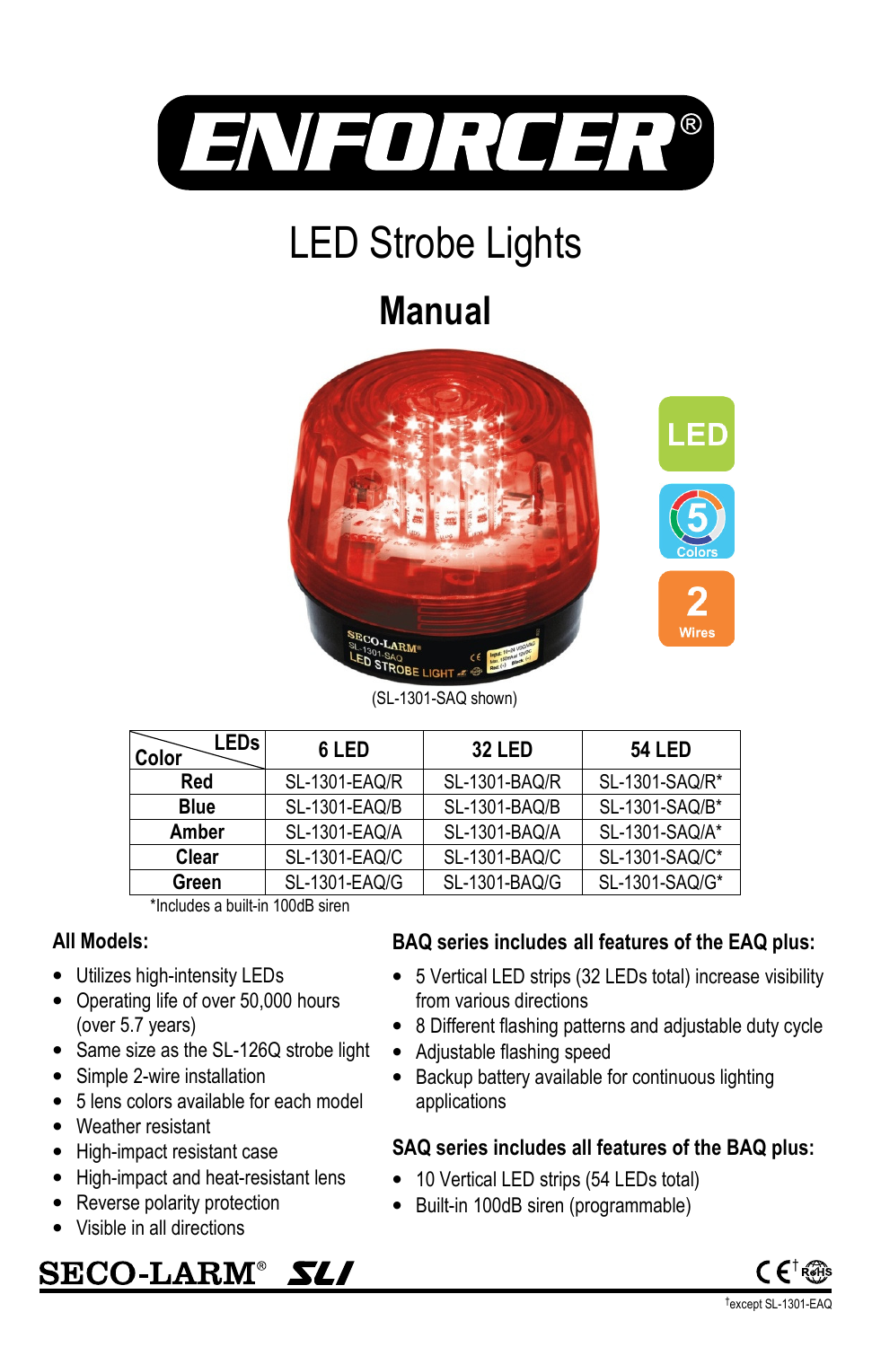# ENFORCER®

## LED Strobe Lights

# Manual

LED

5 Colors

2 Wires

(SL-1301-SAQ shown)

| Color \ LEDs | 6 LED | 32 LED | 54 LED |
|---|---|---|---|
| **Red** | SL-1301-EAQ/R | SL-1301-BAQ/R | SL-1301-SAQ/R* |
| **Blue** | SL-1301-EAQ/B | SL-1301-BAQ/B | SL-1301-SAQ/B* |
| **Amber** | SL-1301-EAQ/A | SL-1301-BAQ/A | SL-1301-SAQ/A* |
| **Clear** | SL-1301-EAQ/C | SL-1301-BAQ/C | SL-1301-SAQ/C* |
| **Green** | SL-1301-EAQ/G | SL-1301-BAQ/G | SL-1301-SAQ/G* |

*Includes a built-in 100dB siren

### All Models:

- Utilizes high-intensity LEDs
- Operating life of over 50,000 hours (over 5.7 years)
- Same size as the SL-126Q strobe light
- Simple 2-wire installation
- 5 lens colors available for each model
- Weather resistant
- High-impact resistant case
- High-impact and heat-resistant lens
- Reverse polarity protection
- Visible in all directions

### BAQ series includes all features of the EAQ plus:

- 5 Vertical LED strips (32 LEDs total) increase visibility from various directions
- 8 Different flashing patterns and adjustable duty cycle
- Adjustable flashing speed
- Backup battery available for continuous lighting applications

### SAQ series includes all features of the BAQ plus:

- 10 Vertical LED strips (54 LEDs total)
- Built-in 100dB siren (programmable)

SECO-LARM® SLI

CE† RoHS

†except SL-1301-EAQ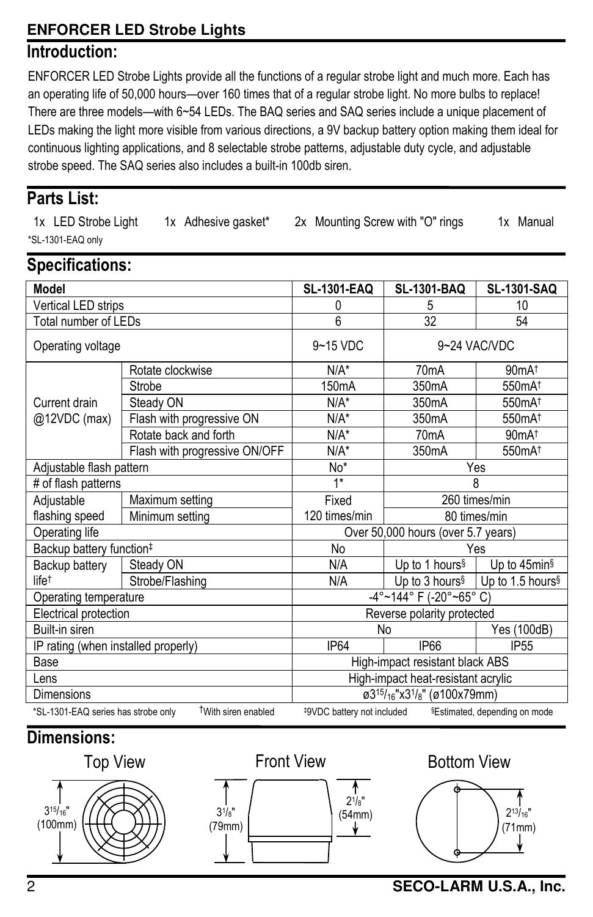**ENFORCER LED Strobe Lights**

## Introduction:

ENFORCER LED Strobe Lights provide all the functions of a regular strobe light and much more. Each has an operating life of 50,000 hours—over 160 times that of a regular strobe light. No more bulbs to replace! There are three models—with 6~54 LEDs. The BAQ series and SAQ series include a unique placement of LEDs making the light more visible from various directions, a 9V backup battery option making them ideal for continuous lighting applications, and 8 selectable strobe patterns, adjustable duty cycle, and adjustable strobe speed. The SAQ series also includes a built-in 100db siren.

## Parts List:

1x LED Strobe Light    1x Adhesive gasket*    2x Mounting Screw with "O" rings    1x Manual

*SL-1301-EAQ only

## Specifications:

| Model | | SL-1301-EAQ | SL-1301-BAQ | SL-1301-SAQ |
|---|---|---|---|---|
| Vertical LED strips | | 0 | 5 | 10 |
| Total number of LEDs | | 6 | 32 | 54 |
| Operating voltage | | 9~15 VDC | 9~24 VAC/VDC | |
| Current drain @12VDC (max) | Rotate clockwise | N/A* | 70mA | 90mA† |
| | Strobe | 150mA | 350mA | 550mA† |
| | Steady ON | N/A* | 350mA | 550mA† |
| | Flash with progressive ON | N/A* | 350mA | 550mA† |
| | Rotate back and forth | N/A* | 70mA | 90mA† |
| | Flash with progressive ON/OFF | N/A* | 350mA | 550mA† |
| Adjustable flash pattern | | No* | Yes | |
| # of flash patterns | | 1* | 8 | |
| Adjustable flashing speed | Maximum setting | Fixed 120 times/min | 260 times/min | |
| | Minimum setting | | 80 times/min | |
| Operating life | | Over 50,000 hours (over 5.7 years) | | |
| Backup battery function‡ | | No | Yes | |
| Backup battery life† | Steady ON | N/A | Up to 1 hours§ | Up to 45min§ |
| | Strobe/Flashing | N/A | Up to 3 hours§ | Up to 1.5 hours§ |
| Operating temperature | | -4°~144° F (-20°~65° C) | | |
| Electrical protection | | Reverse polarity protected | | |
| Built-in siren | | No | | Yes (100dB) |
| IP rating (when installed properly) | | IP64 | IP66 | IP55 |
| Base | | High-impact resistant black ABS | | |
| Lens | | High-impact heat-resistant acrylic | | |
| Dimensions | | ø3 15/16"x3 1/8" (ø100x79mm) | | |

*SL-1301-EAQ series has strobe only    †With siren enabled    ‡9VDC battery not included    §Estimated, depending on mode

## Dimensions:

Top View — 3 15/16" (100mm)

Front View — 3 1/8" (79mm); 2 1/8" (54mm)

Bottom View — 2 13/16" (71mm)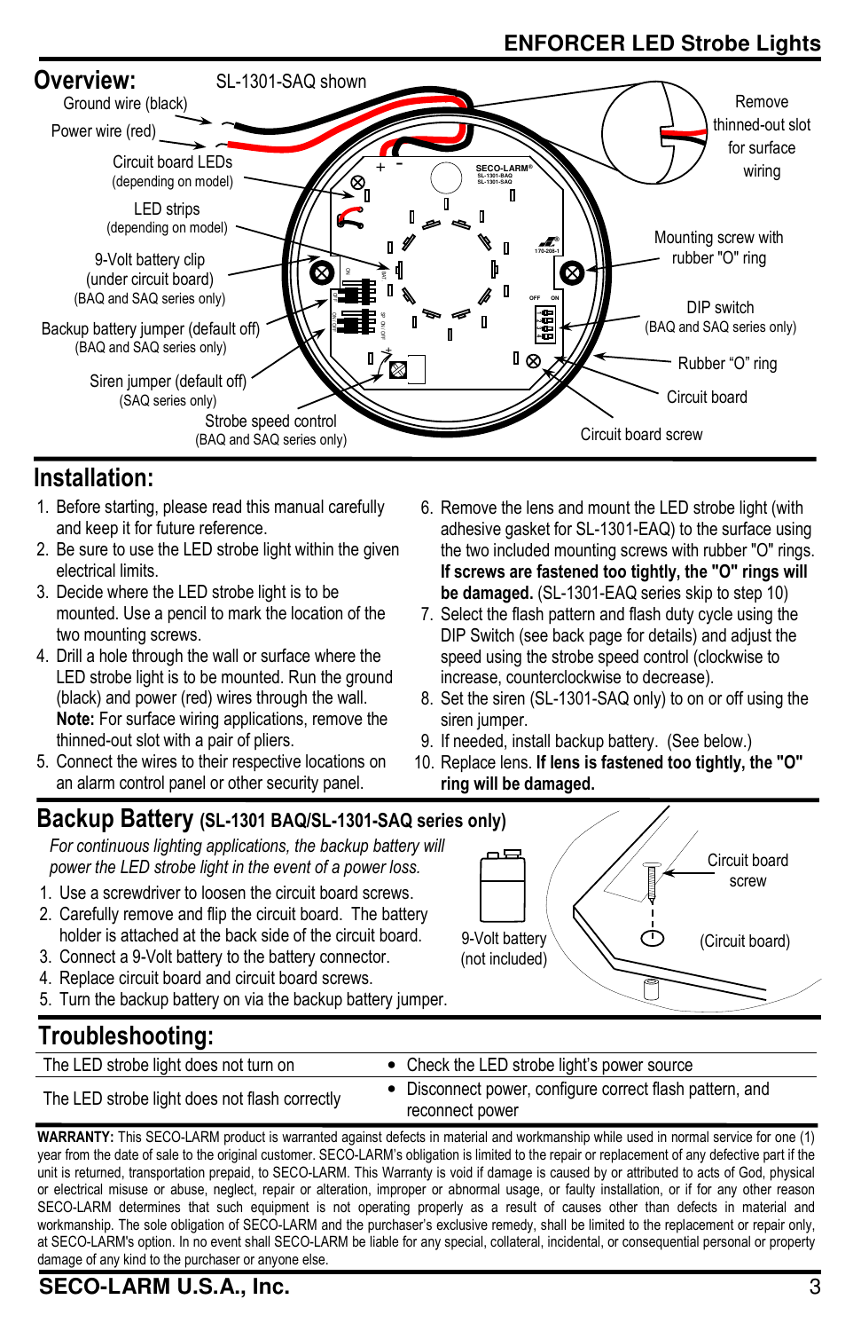## Overview:

SL-1301-SAQ shown

- Ground wire (black)
- Power wire (red)
- Circuit board LEDs (depending on model)
- LED strips (depending on model)
- 9-Volt battery clip (under circuit board) (BAQ and SAQ series only)
- Backup battery jumper (default off) (BAQ and SAQ series only)
- Siren jumper (default off) (SAQ series only)
- Strobe speed control (BAQ and SAQ series only)
- Remove thinned-out slot for surface wiring
- Mounting screw with rubber "O" ring
- DIP switch (BAQ and SAQ series only)
- Rubber "O" ring
- Circuit board
- Circuit board screw

## Installation:

1. Before starting, please read this manual carefully and keep it for future reference.
2. Be sure to use the LED strobe light within the given electrical limits.
3. Decide where the LED strobe light is to be mounted. Use a pencil to mark the location of the two mounting screws.
4. Drill a hole through the wall or surface where the LED strobe light is to be mounted. Run the ground (black) and power (red) wires through the wall. **Note:** For surface wiring applications, remove the thinned-out slot with a pair of pliers.
5. Connect the wires to their respective locations on an alarm control panel or other security panel.
6. Remove the lens and mount the LED strobe light (with adhesive gasket for SL-1301-EAQ) to the surface using the two included mounting screws with rubber "O" rings. **If screws are fastened too tightly, the "O" rings will be damaged.** (SL-1301-EAQ series skip to step 10)
7. Select the flash pattern and flash duty cycle using the DIP Switch (see back page for details) and adjust the speed using the strobe speed control (clockwise to increase, counterclockwise to decrease).
8. Set the siren (SL-1301-SAQ only) to on or off using the siren jumper.
9. If needed, install backup battery. (See below.)
10. Replace lens. **If lens is fastened too tightly, the "O" ring will be damaged.**

## Backup Battery (SL-1301 BAQ/SL-1301-SAQ series only)

*For continuous lighting applications, the backup battery will power the LED strobe light in the event of a power loss.*

1. Use a screwdriver to loosen the circuit board screws.
2. Carefully remove and flip the circuit board. The battery holder is attached at the back side of the circuit board.
3. Connect a 9-Volt battery to the battery connector.
4. Replace circuit board and circuit board screws.
5. Turn the backup battery on via the backup battery jumper.

9-Volt battery (not included)

Circuit board screw

(Circuit board)

## Troubleshooting:

| Problem | Solution |
|---|---|
| The LED strobe light does not turn on | • Check the LED strobe light's power source |
| The LED strobe light does not flash correctly | • Disconnect power, configure correct flash pattern, and reconnect power |

**WARRANTY:** This SECO-LARM product is warranted against defects in material and workmanship while used in normal service for one (1) year from the date of sale to the original customer. SECO-LARM's obligation is limited to the repair or replacement of any defective part if the unit is returned, transportation prepaid, to SECO-LARM. This Warranty is void if damage is caused by or attributed to acts of God, physical or electrical misuse or abuse, neglect, repair or alteration, improper or abnormal usage, or faulty installation, or if for any other reason SECO-LARM determines that such equipment is not operating properly as a result of causes other than defects in material and workmanship. The sole obligation of SECO-LARM and the purchaser's exclusive remedy, shall be limited to the replacement or repair only, at SECO-LARM's option. In no event shall SECO-LARM be liable for any special, collateral, incidental, or consequential personal or property damage of any kind to the purchaser or anyone else.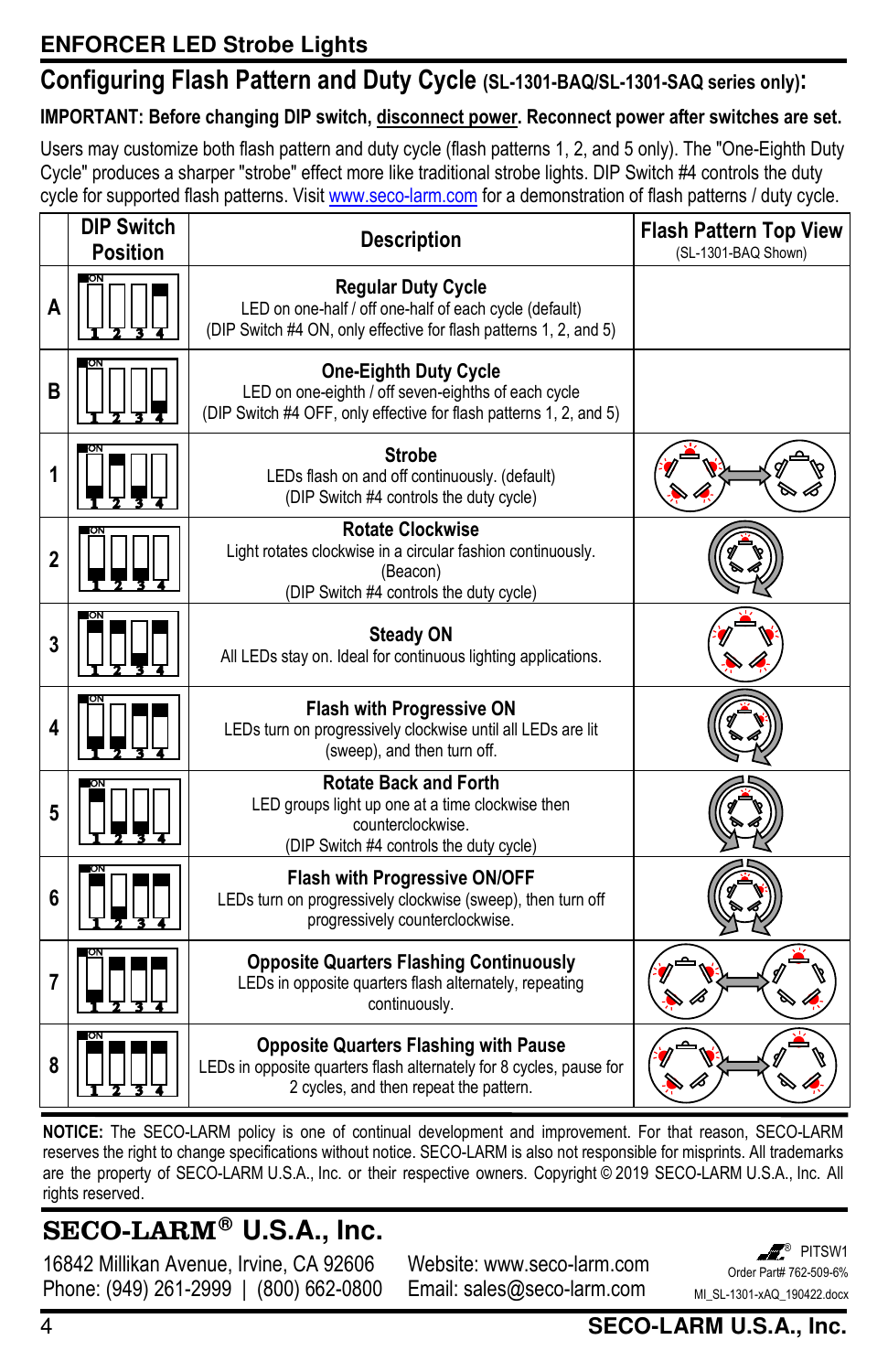## ENFORCER LED Strobe Lights

# Configuring Flash Pattern and Duty Cycle (SL-1301-BAQ/SL-1301-SAQ series only):

**IMPORTANT: Before changing DIP switch, disconnect power. Reconnect power after switches are set.**

Users may customize both flash pattern and duty cycle (flash patterns 1, 2, and 5 only). The "One-Eighth Duty Cycle" produces a sharper "strobe" effect more like traditional strobe lights. DIP Switch #4 controls the duty cycle for supported flash patterns. Visit www.seco-larm.com for a demonstration of flash patterns / duty cycle.

| | DIP Switch Position | Description | Flash Pattern Top View (SL-1301-BAQ Shown) |
|---|---|---|---|
| A | | **Regular Duty Cycle** LED on one-half / off one-half of each cycle (default) (DIP Switch #4 ON, only effective for flash patterns 1, 2, and 5) | |
| B | | **One-Eighth Duty Cycle** LED on one-eighth / off seven-eighths of each cycle (DIP Switch #4 OFF, only effective for flash patterns 1, 2, and 5) | |
| 1 | | **Strobe** LEDs flash on and off continuously. (default) (DIP Switch #4 controls the duty cycle) | |
| 2 | | **Rotate Clockwise** Light rotates clockwise in a circular fashion continuously. (Beacon) (DIP Switch #4 controls the duty cycle) | |
| 3 | | **Steady ON** All LEDs stay on. Ideal for continuous lighting applications. | |
| 4 | | **Flash with Progressive ON** LEDs turn on progressively clockwise until all LEDs are lit (sweep), and then turn off. | |
| 5 | | **Rotate Back and Forth** LED groups light up one at a time clockwise then counterclockwise. (DIP Switch #4 controls the duty cycle) | |
| 6 | | **Flash with Progressive ON/OFF** LEDs turn on progressively clockwise (sweep), then turn off progressively counterclockwise. | |
| 7 | | **Opposite Quarters Flashing Continuously** LEDs in opposite quarters flash alternately, repeating continuously. | |
| 8 | | **Opposite Quarters Flashing with Pause** LEDs in opposite quarters flash alternately for 8 cycles, pause for 2 cycles, and then repeat the pattern. | |

**NOTICE:** The SECO-LARM policy is one of continual development and improvement. For that reason, SECO-LARM reserves the right to change specifications without notice. SECO-LARM is also not responsible for misprints. All trademarks are the property of SECO-LARM U.S.A., Inc. or their respective owners. Copyright © 2019 SECO-LARM U.S.A., Inc. All rights reserved.

**SECO-LARM® U.S.A., Inc.**

16842 Millikan Avenue, Irvine, CA 92606
Phone: (949) 261-2999 | (800) 662-0800

Website: www.seco-larm.com
Email: sales@seco-larm.com

PITSW1
Order Part# 762-509-6%
MI_SL-1301-xAQ_190422.docx